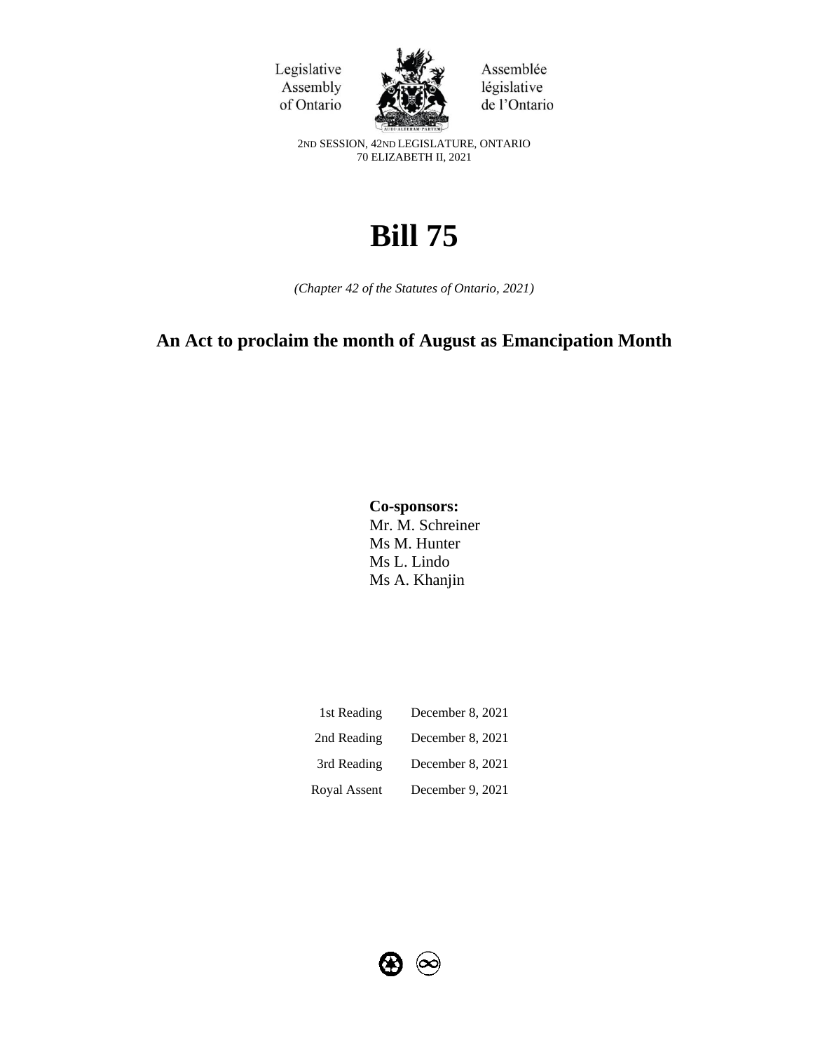Legislative Assembly of Ontario

Assemblée législative de l'Ontario

2ND SESSION, 42ND LEGISLATURE, ONTARIO
70 ELIZABETH II, 2021

# Bill 75

*(Chapter 42 of the Statutes of Ontario, 2021)*

## An Act to proclaim the month of August as Emancipation Month

**Co-sponsors:**
Mr. M. Schreiner
Ms M. Hunter
Ms L. Lindo
Ms A. Khanjin

| | |
|---|---|
| 1st Reading | December 8, 2021 |
| 2nd Reading | December 8, 2021 |
| 3rd Reading | December 8, 2021 |
| Royal Assent | December 9, 2021 |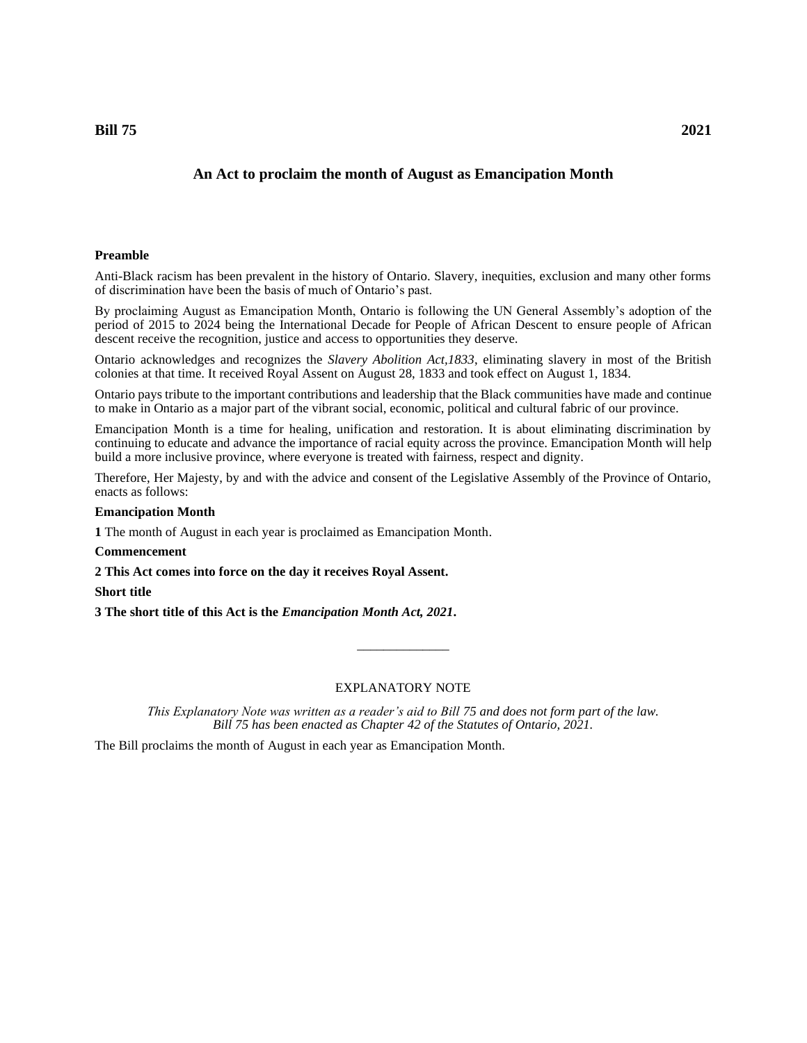**Bill 75** **2021**

## An Act to proclaim the month of August as Emancipation Month

**Preamble**

Anti-Black racism has been prevalent in the history of Ontario. Slavery, inequities, exclusion and many other forms of discrimination have been the basis of much of Ontario's past.

By proclaiming August as Emancipation Month, Ontario is following the UN General Assembly's adoption of the period of 2015 to 2024 being the International Decade for People of African Descent to ensure people of African descent receive the recognition, justice and access to opportunities they deserve.

Ontario acknowledges and recognizes the *Slavery Abolition Act,1833*, eliminating slavery in most of the British colonies at that time. It received Royal Assent on August 28, 1833 and took effect on August 1, 1834.

Ontario pays tribute to the important contributions and leadership that the Black communities have made and continue to make in Ontario as a major part of the vibrant social, economic, political and cultural fabric of our province.

Emancipation Month is a time for healing, unification and restoration. It is about eliminating discrimination by continuing to educate and advance the importance of racial equity across the province. Emancipation Month will help build a more inclusive province, where everyone is treated with fairness, respect and dignity.

Therefore, Her Majesty, by and with the advice and consent of the Legislative Assembly of the Province of Ontario, enacts as follows:

**Emancipation Month**

**1** The month of August in each year is proclaimed as Emancipation Month.

**Commencement**

**2 This Act comes into force on the day it receives Royal Assent.**

**Short title**

**3 The short title of this Act is the *Emancipation Month Act, 2021*.**

---

EXPLANATORY NOTE

*This Explanatory Note was written as a reader's aid to Bill 75 and does not form part of the law. Bill 75 has been enacted as Chapter 42 of the Statutes of Ontario, 2021.*

The Bill proclaims the month of August in each year as Emancipation Month.